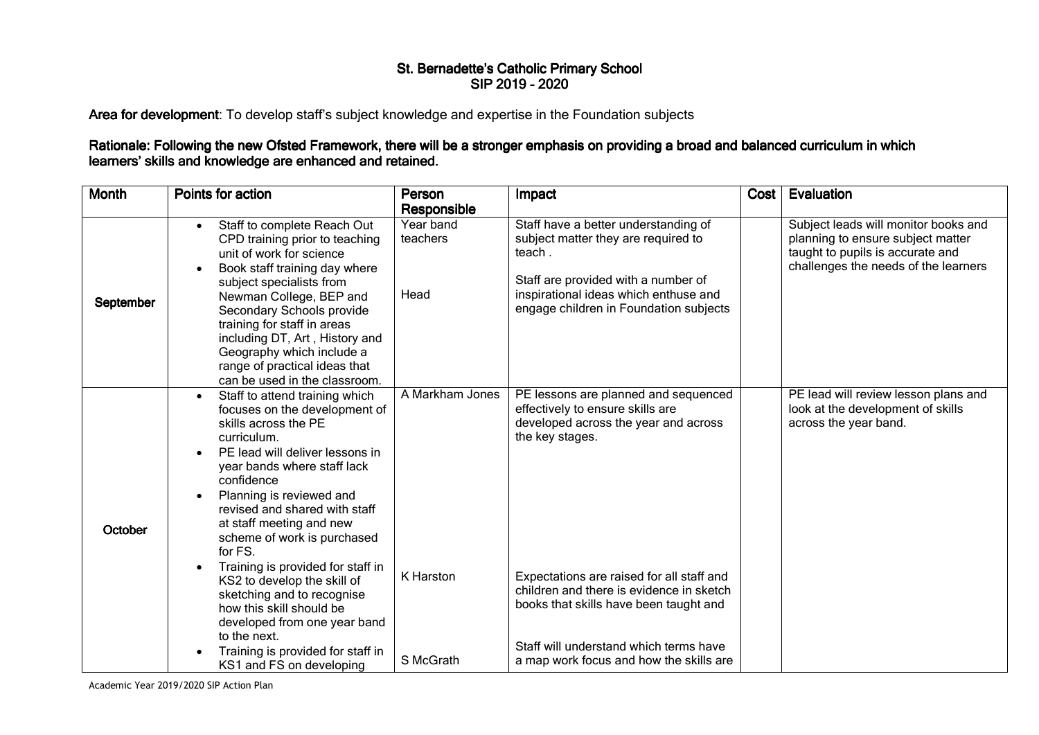# St. Bernadette's Catholic Primary School
## SIP 2019 – 2020

**Area for development**: To develop staff's subject knowledge and expertise in the Foundation subjects

**Rationale: Following the new Ofsted Framework, there will be a stronger emphasis on providing a broad and balanced curriculum in which learners' skills and knowledge are enhanced and retained.**

| Month | Points for action | Person Responsible | Impact | Cost | Evaluation |
|---|---|---|---|---|---|
| **September** | • Staff to complete Reach Out CPD training prior to teaching unit of work for science<br>• Book staff training day where subject specialists from Newman College, BEP and Secondary Schools provide training for staff in areas including DT, Art , History and Geography which include a range of practical ideas that can be used in the classroom. | Year band teachers<br><br>Head | Staff have a better understanding of subject matter they are required to teach .<br><br>Staff are provided with a number of inspirational ideas which enthuse and engage children in Foundation subjects | | Subject leads will monitor books and planning to ensure subject matter taught to pupils is accurate and challenges the needs of the learners |
| **October** | • Staff to attend training which focuses on the development of skills across the PE curriculum.<br>• PE lead will deliver lessons in year bands where staff lack confidence<br>• Planning is reviewed and revised and shared with staff at staff meeting and new scheme of work is purchased for FS.<br>• Training is provided for staff in KS2 to develop the skill of sketching and to recognise how this skill should be developed from one year band to the next.<br>• Training is provided for staff in KS1 and FS on developing | A Markham Jones<br><br><br><br><br><br>K Harston<br><br><br>S McGrath | PE lessons are planned and sequenced effectively to ensure skills are developed across the year and across the key stages.<br><br><br><br><br>Expectations are raised for all staff and children and there is evidence in sketch books that skills have been taught and<br><br>Staff will understand which terms have a map work focus and how the skills are | | PE lead will review lesson plans and look at the development of skills across the year band. |

Academic Year 2019/2020 SIP Action Plan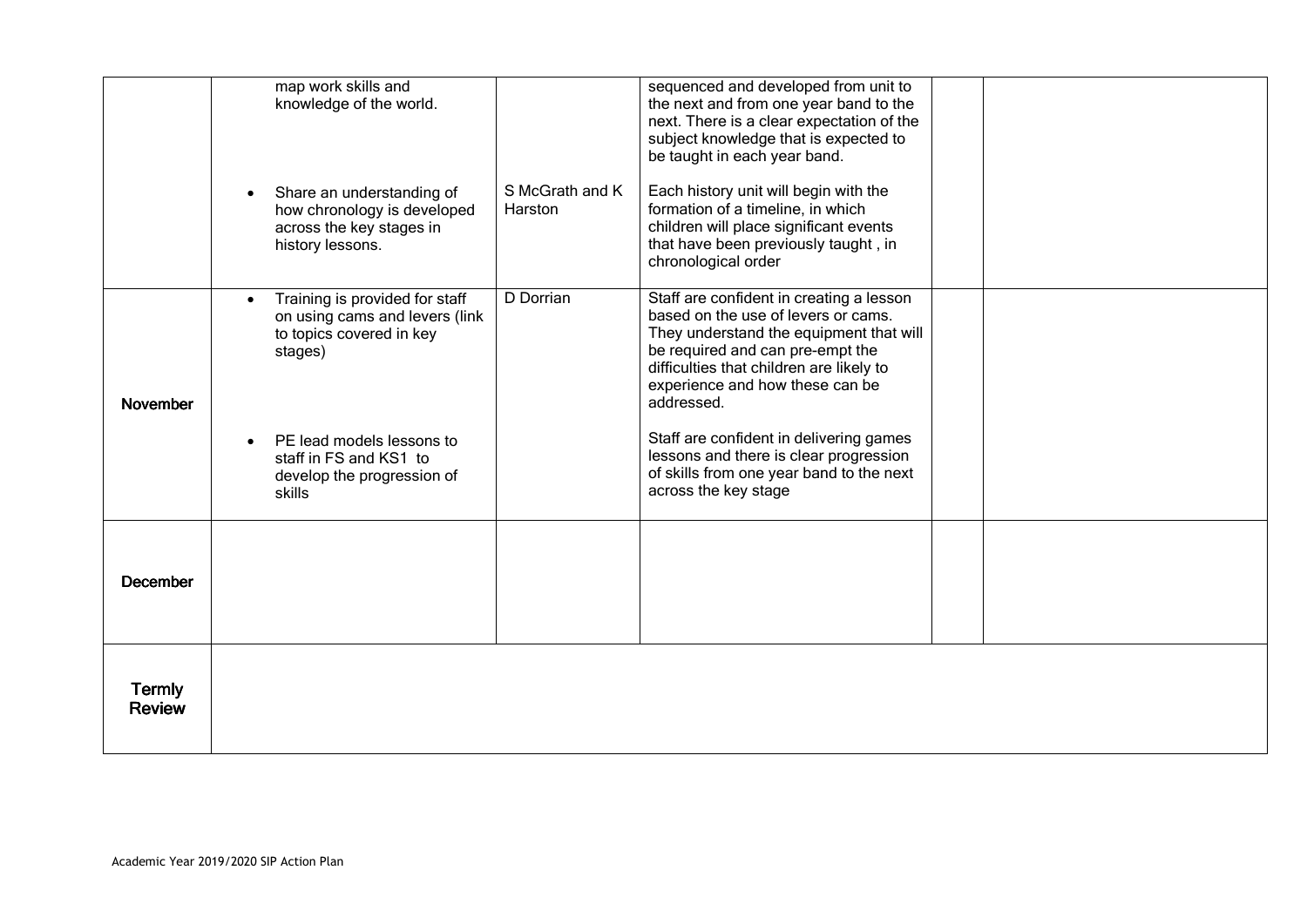| | | | | | |
|---|---|---|---|---|---|
| | map work skills and knowledge of the world.<br><br>• Share an understanding of how chronology is developed across the key stages in history lessons. | <br><br><br>S McGrath and K Harston | sequenced and developed from unit to the next and from one year band to the next. There is a clear expectation of the subject knowledge that is expected to be taught in each year band.<br><br>Each history unit will begin with the formation of a timeline, in which children will place significant events that have been previously taught , in chronological order | | |
| **November** | • Training is provided for staff on using cams and levers (link to topics covered in key stages)<br><br>• PE lead models lessons to staff in FS and KS1 to develop the progression of skills | D Dorrian | Staff are confident in creating a lesson based on the use of levers or cams. They understand the equipment that will be required and can pre-empt the difficulties that children are likely to experience and how these can be addressed.<br><br>Staff are confident in delivering games lessons and there is clear progression of skills from one year band to the next across the key stage | | |
| **December** | | | | | |
| **Termly Review** | | | | | |

Academic Year 2019/2020 SIP Action Plan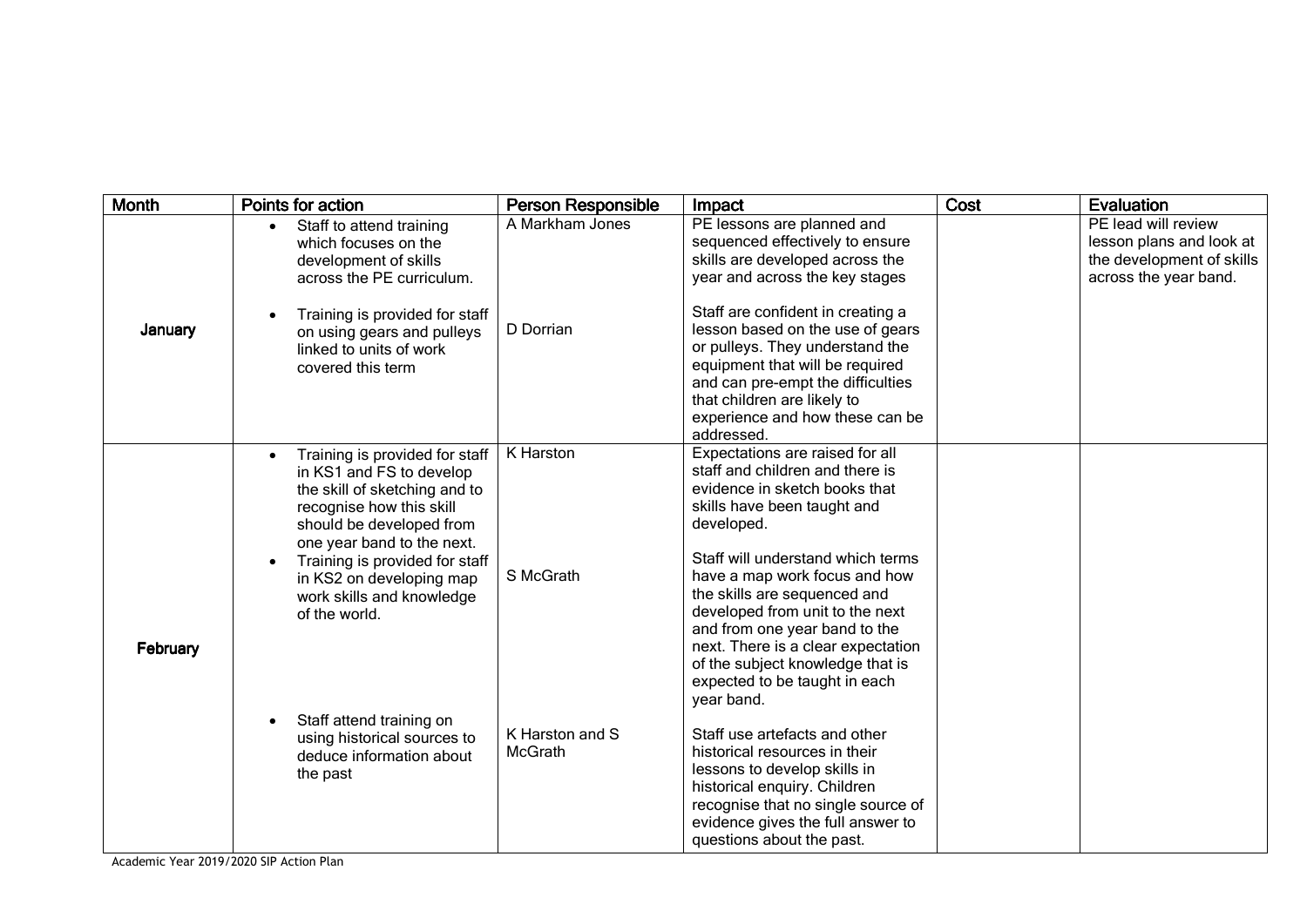| Month | Points for action | Person Responsible | Impact | Cost | Evaluation |
|---|---|---|---|---|---|
| January | • Staff to attend training which focuses on the development of skills across the PE curriculum. | A Markham Jones | PE lessons are planned and sequenced effectively to ensure skills are developed across the year and across the key stages | | PE lead will review lesson plans and look at the development of skills across the year band. |
| | • Training is provided for staff on using gears and pulleys linked to units of work covered this term | D Dorrian | Staff are confident in creating a lesson based on the use of gears or pulleys. They understand the equipment that will be required and can pre-empt the difficulties that children are likely to experience and how these can be addressed. | | |
| February | • Training is provided for staff in KS1 and FS to develop the skill of sketching and to recognise how this skill should be developed from one year band to the next. | K Harston | Expectations are raised for all staff and children and there is evidence in sketch books that skills have been taught and developed. | | |
| | • Training is provided for staff in KS2 on developing map work skills and knowledge of the world. | S McGrath | Staff will understand which terms have a map work focus and how the skills are sequenced and developed from unit to the next and from one year band to the next. There is a clear expectation of the subject knowledge that is expected to be taught in each year band. | | |
| | • Staff attend training on using historical sources to deduce information about the past | K Harston and S McGrath | Staff use artefacts and other historical resources in their lessons to develop skills in historical enquiry. Children recognise that no single source of evidence gives the full answer to questions about the past. | | |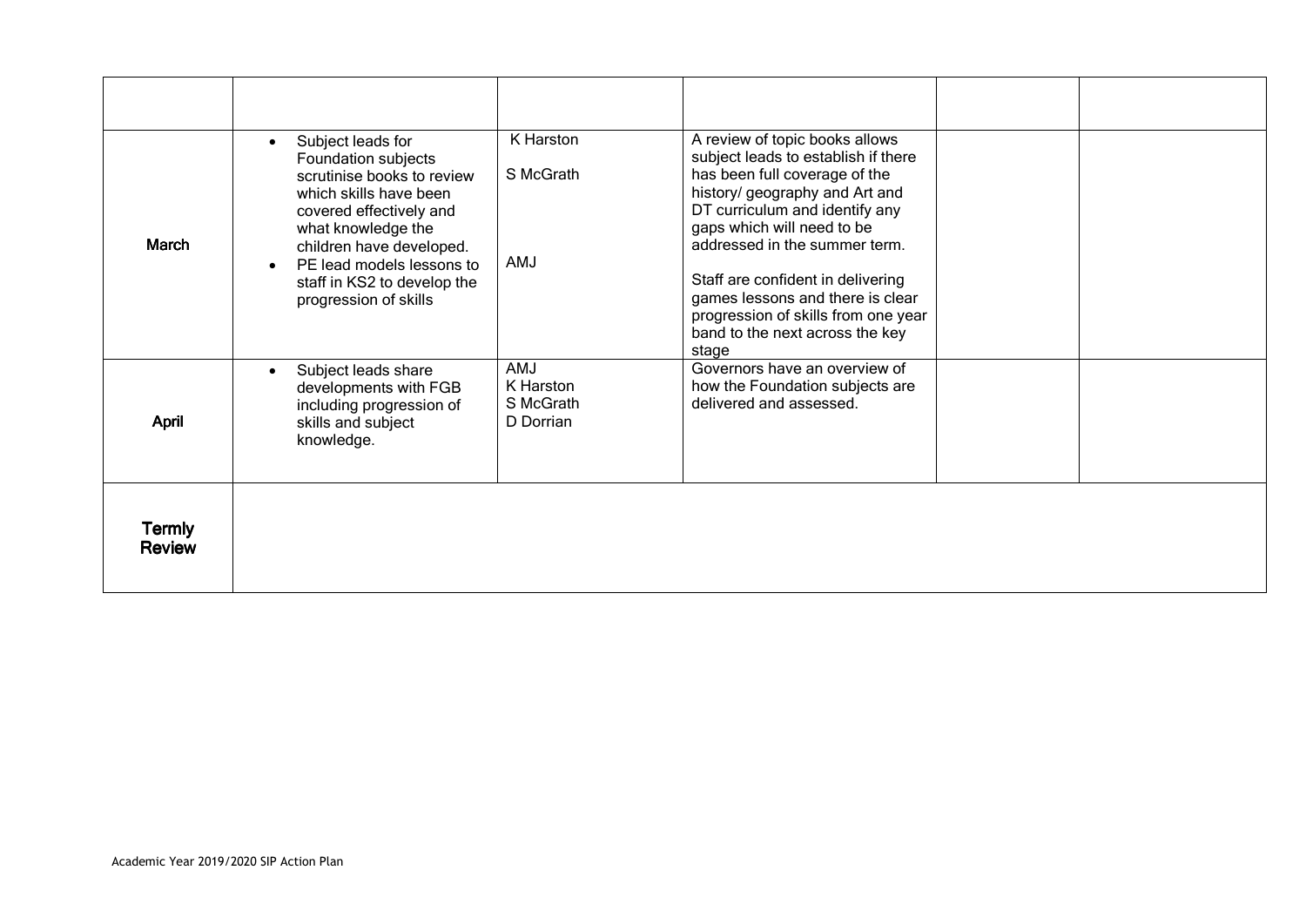|  |  |  |  |  |  |
| --- | --- | --- | --- | --- | --- |
| March | • Subject leads for Foundation subjects scrutinise books to review which skills have been covered effectively and what knowledge the children have developed.<br>• PE lead models lessons to staff in KS2 to develop the progression of skills | K Harston<br><br>S McGrath<br><br>AMJ | A review of topic books allows subject leads to establish if there has been full coverage of the history/ geography and Art and DT curriculum and identify any gaps which will need to be addressed in the summer term.<br><br>Staff are confident in delivering games lessons and there is clear progression of skills from one year band to the next across the key stage |  |  |
| April | • Subject leads share developments with FGB including progression of skills and subject knowledge. | AMJ<br>K Harston<br>S McGrath<br>D Dorrian | Governors have an overview of how the Foundation subjects are delivered and assessed. |  |  |
| **Termly Review** |  |  |  |  |  |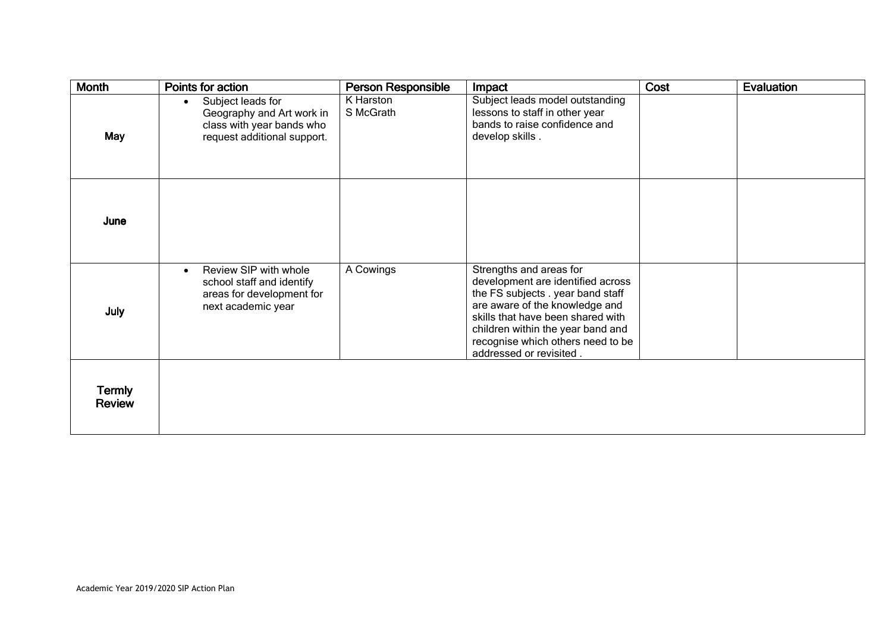| Month | Points for action | Person Responsible | Impact | Cost | Evaluation |
|---|---|---|---|---|---|
| **May** | • Subject leads for Geography and Art work in class with year bands who request additional support. | K Harston<br>S McGrath | Subject leads model outstanding lessons to staff in other year bands to raise confidence and develop skills . | | |
| **June** | | | | | |
| **July** | • Review SIP with whole school staff and identify areas for development for next academic year | A Cowings | Strengths and areas for development are identified across the FS subjects . year band staff are aware of the knowledge and skills that have been shared with children within the year band and recognise which others need to be addressed or revisited . | | |
| **Termly Review** | | | | | |

Academic Year 2019/2020 SIP Action Plan